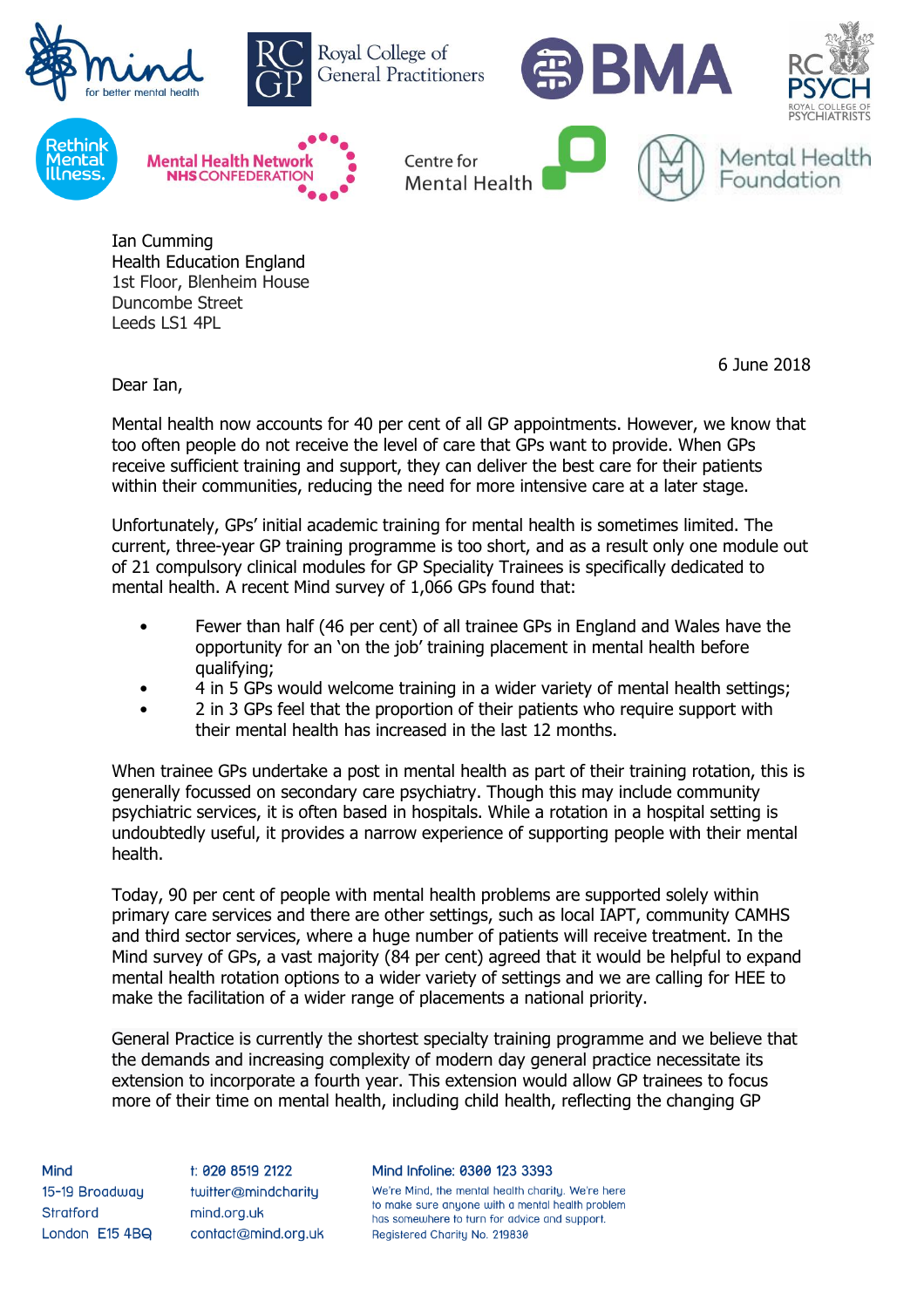Ian Cumming
Health Education England
1st Floor, Blenheim House
Duncombe Street
Leeds LS1 4PL

6 June 2018

Dear Ian,

Mental health now accounts for 40 per cent of all GP appointments. However, we know that too often people do not receive the level of care that GPs want to provide. When GPs receive sufficient training and support, they can deliver the best care for their patients within their communities, reducing the need for more intensive care at a later stage.

Unfortunately, GPs' initial academic training for mental health is sometimes limited. The current, three-year GP training programme is too short, and as a result only one module out of 21 compulsory clinical modules for GP Speciality Trainees is specifically dedicated to mental health. A recent Mind survey of 1,066 GPs found that:

- Fewer than half (46 per cent) of all trainee GPs in England and Wales have the opportunity for an 'on the job' training placement in mental health before qualifying;
- 4 in 5 GPs would welcome training in a wider variety of mental health settings;
- 2 in 3 GPs feel that the proportion of their patients who require support with their mental health has increased in the last 12 months.

When trainee GPs undertake a post in mental health as part of their training rotation, this is generally focussed on secondary care psychiatry. Though this may include community psychiatric services, it is often based in hospitals. While a rotation in a hospital setting is undoubtedly useful, it provides a narrow experience of supporting people with their mental health.

Today, 90 per cent of people with mental health problems are supported solely within primary care services and there are other settings, such as local IAPT, community CAMHS and third sector services, where a huge number of patients will receive treatment. In the Mind survey of GPs, a vast majority (84 per cent) agreed that it would be helpful to expand mental health rotation options to a wider variety of settings and we are calling for HEE to make the facilitation of a wider range of placements a national priority.

General Practice is currently the shortest specialty training programme and we believe that the demands and increasing complexity of modern day general practice necessitate its extension to incorporate a fourth year. This extension would allow GP trainees to focus more of their time on mental health, including child health, reflecting the changing GP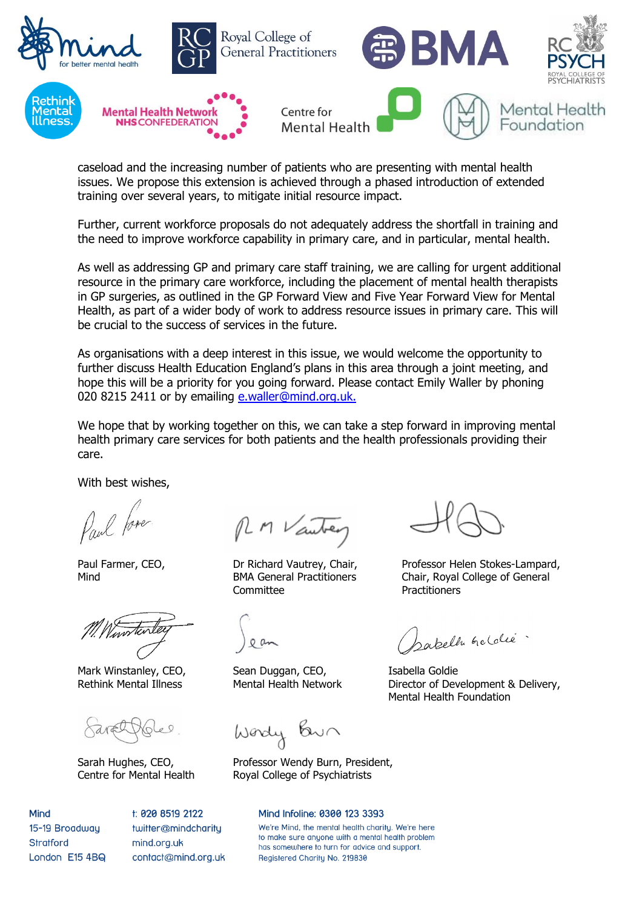caseload and the increasing number of patients who are presenting with mental health issues. We propose this extension is achieved through a phased introduction of extended training over several years, to mitigate initial resource impact.

Further, current workforce proposals do not adequately address the shortfall in training and the need to improve workforce capability in primary care, and in particular, mental health.

As well as addressing GP and primary care staff training, we are calling for urgent additional resource in the primary care workforce, including the placement of mental health therapists in GP surgeries, as outlined in the GP Forward View and Five Year Forward View for Mental Health, as part of a wider body of work to address resource issues in primary care. This will be crucial to the success of services in the future.

As organisations with a deep interest in this issue, we would welcome the opportunity to further discuss Health Education England's plans in this area through a joint meeting, and hope this will be a priority for you going forward. Please contact Emily Waller by phoning 020 8215 2411 or by emailing e.waller@mind.org.uk.

We hope that by working together on this, we can take a step forward in improving mental health primary care services for both patients and the health professionals providing their care.

With best wishes,

Paul Farmer, CEO,
Mind

Dr Richard Vautrey, Chair,
BMA General Practitioners Committee

Professor Helen Stokes-Lampard,
Chair, Royal College of General Practitioners

Mark Winstanley, CEO,
Rethink Mental Illness

Sean Duggan, CEO,
Mental Health Network

Isabella Goldie
Director of Development & Delivery,
Mental Health Foundation

Sarah Hughes, CEO,
Centre for Mental Health

Professor Wendy Burn, President,
Royal College of Psychiatrists

Mind
15-19 Broadway
Stratford
London E15 4BQ

t: 020 8519 2122
twitter@mindcharity
mind.org.uk
contact@mind.org.uk

Mind Infoline: 0300 123 3393
We're Mind, the mental health charity. We're here to make sure anyone with a mental health problem has somewhere to turn for advice and support.
Registered Charity No. 219830